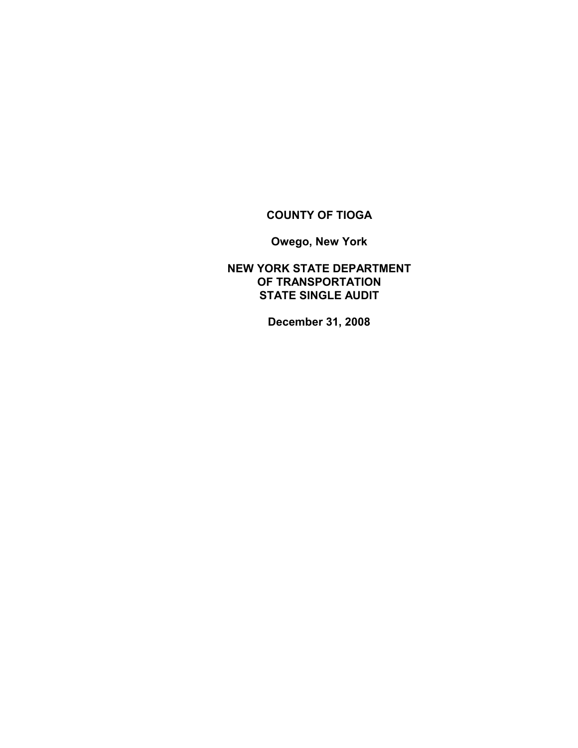# COUNTY OF TIOGA

**Owego, New York**

**NEW YORK STATE DEPARTMENT OF TRANSPORTATION STATE SINGLE AUDIT**

**December 31, 2008**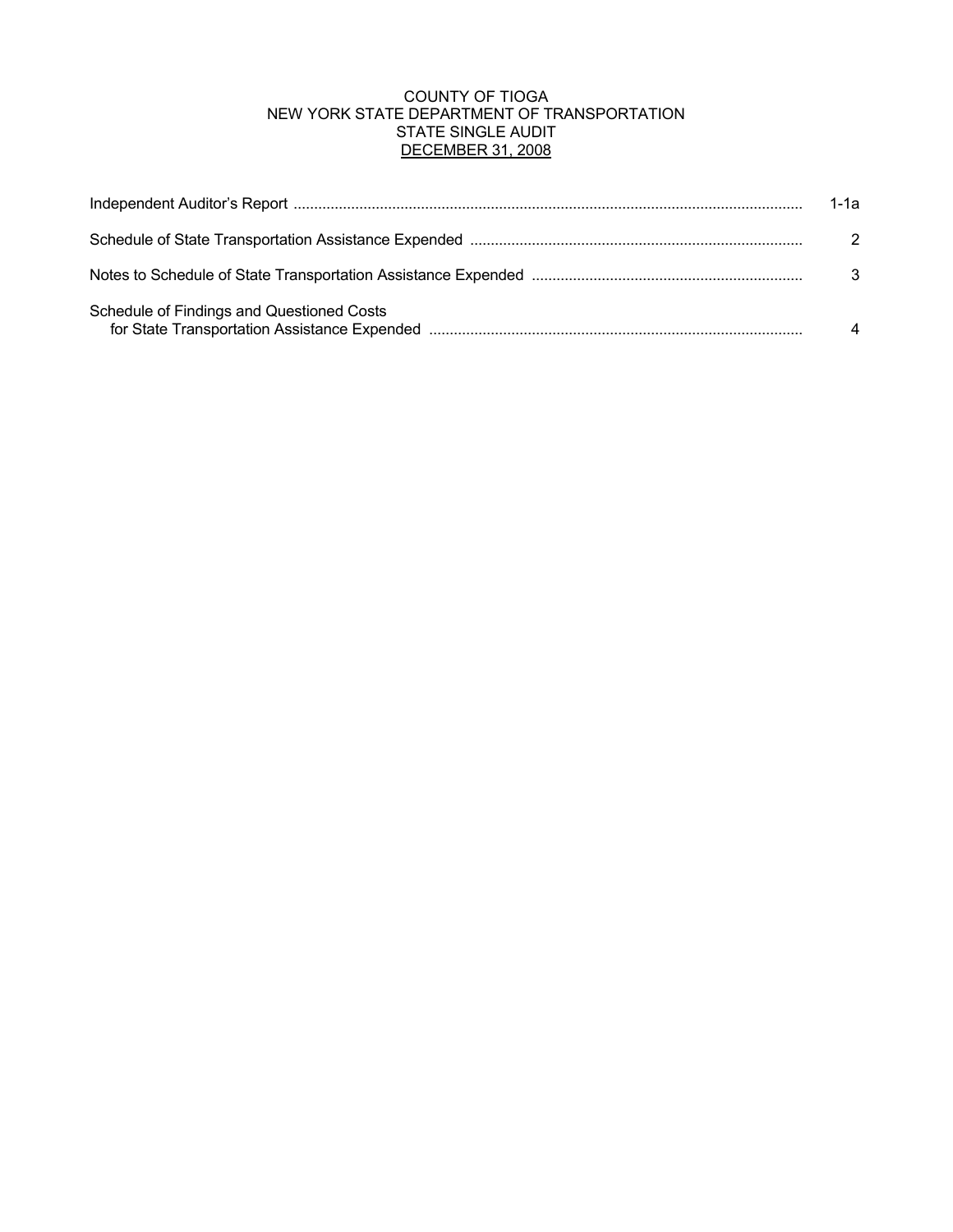# COUNTY OF TIOGA
# NEW YORK STATE DEPARTMENT OF TRANSPORTATION
# STATE SINGLE AUDIT
# DECEMBER 31, 2008

| | |
|---|---|
| Independent Auditor's Report | 1-1a |
| Schedule of State Transportation Assistance Expended | 2 |
| Notes to Schedule of State Transportation Assistance Expended | 3 |
| Schedule of Findings and Questioned Costs for State Transportation Assistance Expended | 4 |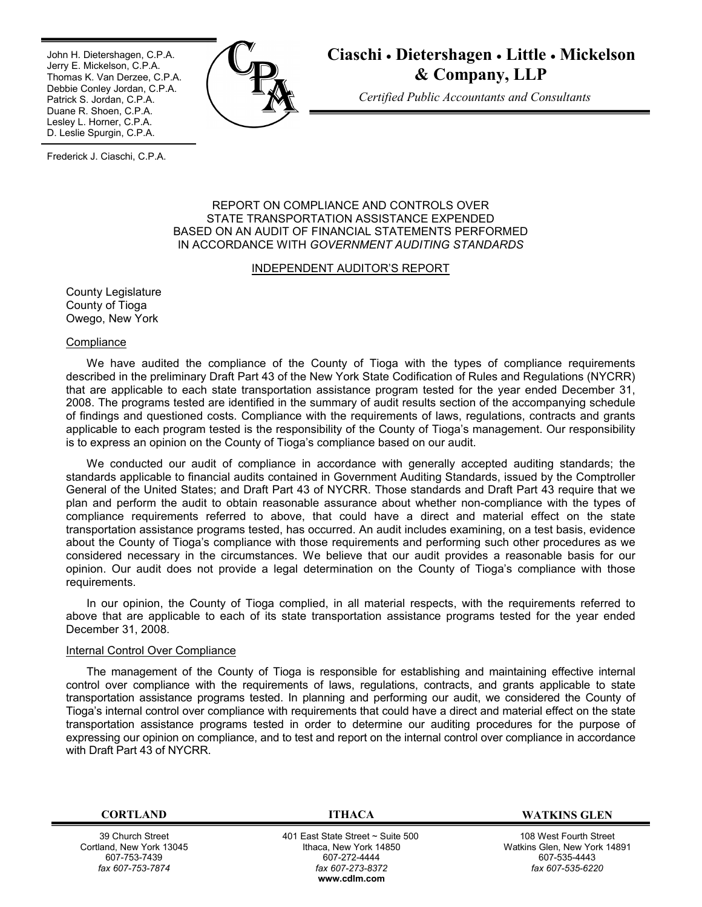John H. Dietershagen, C.P.A.
Jerry E. Mickelson, C.P.A.
Thomas K. Van Derzee, C.P.A.
Debbie Conley Jordan, C.P.A.
Patrick S. Jordan, C.P.A.
Duane R. Shoen, C.P.A.
Lesley L. Horner, C.P.A.
D. Leslie Spurgin, C.P.A.

Frederick J. Ciaschi, C.P.A.

**Ciaschi • Dietershagen • Little • Mickelson & Company, LLP**

*Certified Public Accountants and Consultants*

REPORT ON COMPLIANCE AND CONTROLS OVER STATE TRANSPORTATION ASSISTANCE EXPENDED BASED ON AN AUDIT OF FINANCIAL STATEMENTS PERFORMED IN ACCORDANCE WITH *GOVERNMENT AUDITING STANDARDS*

INDEPENDENT AUDITOR'S REPORT

County Legislature
County of Tioga
Owego, New York

Compliance

We have audited the compliance of the County of Tioga with the types of compliance requirements described in the preliminary Draft Part 43 of the New York State Codification of Rules and Regulations (NYCRR) that are applicable to each state transportation assistance program tested for the year ended December 31, 2008. The programs tested are identified in the summary of audit results section of the accompanying schedule of findings and questioned costs. Compliance with the requirements of laws, regulations, contracts and grants applicable to each program tested is the responsibility of the County of Tioga's management. Our responsibility is to express an opinion on the County of Tioga's compliance based on our audit.

We conducted our audit of compliance in accordance with generally accepted auditing standards; the standards applicable to financial audits contained in Government Auditing Standards, issued by the Comptroller General of the United States; and Draft Part 43 of NYCRR. Those standards and Draft Part 43 require that we plan and perform the audit to obtain reasonable assurance about whether non-compliance with the types of compliance requirements referred to above, that could have a direct and material effect on the state transportation assistance programs tested, has occurred. An audit includes examining, on a test basis, evidence about the County of Tioga's compliance with those requirements and performing such other procedures as we considered necessary in the circumstances. We believe that our audit provides a reasonable basis for our opinion. Our audit does not provide a legal determination on the County of Tioga's compliance with those requirements.

In our opinion, the County of Tioga complied, in all material respects, with the requirements referred to above that are applicable to each of its state transportation assistance programs tested for the year ended December 31, 2008.

Internal Control Over Compliance

The management of the County of Tioga is responsible for establishing and maintaining effective internal control over compliance with the requirements of laws, regulations, contracts, and grants applicable to state transportation assistance programs tested. In planning and performing our audit, we considered the County of Tioga's internal control over compliance with requirements that could have a direct and material effect on the state transportation assistance programs tested in order to determine our auditing procedures for the purpose of expressing our opinion on compliance, and to test and report on the internal control over compliance in accordance with Draft Part 43 of NYCRR.

| CORTLAND | ITHACA | WATKINS GLEN |
| --- | --- | --- |
| 39 Church Street<br>Cortland, New York 13045<br>607-753-7439<br>*fax 607-753-7874* | 401 East State Street ~ Suite 500<br>Ithaca, New York 14850<br>607-272-4444<br>*fax 607-273-8372*<br>**www.cdlm.com** | 108 West Fourth Street<br>Watkins Glen, New York 14891<br>607-535-4443<br>*fax 607-535-6220* |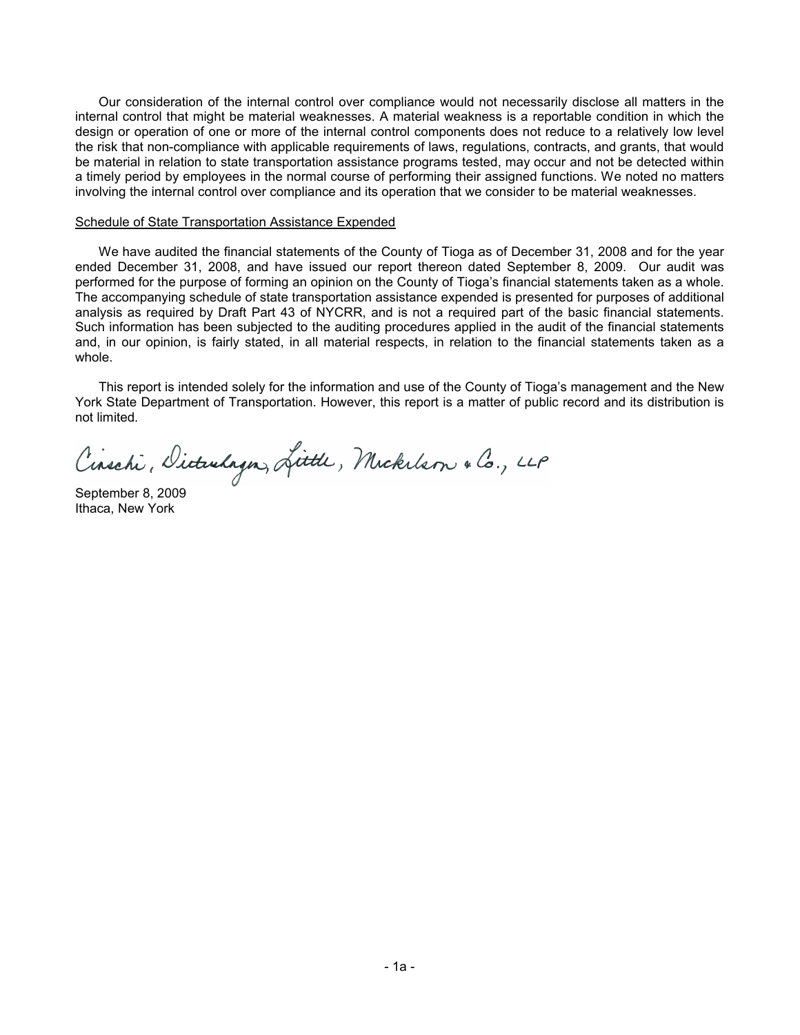Our consideration of the internal control over compliance would not necessarily disclose all matters in the internal control that might be material weaknesses. A material weakness is a reportable condition in which the design or operation of one or more of the internal control components does not reduce to a relatively low level the risk that non-compliance with applicable requirements of laws, regulations, contracts, and grants, that would be material in relation to state transportation assistance programs tested, may occur and not be detected within a timely period by employees in the normal course of performing their assigned functions. We noted no matters involving the internal control over compliance and its operation that we consider to be material weaknesses.

Schedule of State Transportation Assistance Expended

We have audited the financial statements of the County of Tioga as of December 31, 2008 and for the year ended December 31, 2008, and have issued our report thereon dated September 8, 2009. Our audit was performed for the purpose of forming an opinion on the County of Tioga's financial statements taken as a whole. The accompanying schedule of state transportation assistance expended is presented for purposes of additional analysis as required by Draft Part 43 of NYCRR, and is not a required part of the basic financial statements. Such information has been subjected to the auditing procedures applied in the audit of the financial statements and, in our opinion, is fairly stated, in all material respects, in relation to the financial statements taken as a whole.

This report is intended solely for the information and use of the County of Tioga's management and the New York State Department of Transportation. However, this report is a matter of public record and its distribution is not limited.

Ciaschi, Dietershagen, Little, Mickelson & Co., LLP

September 8, 2009
Ithaca, New York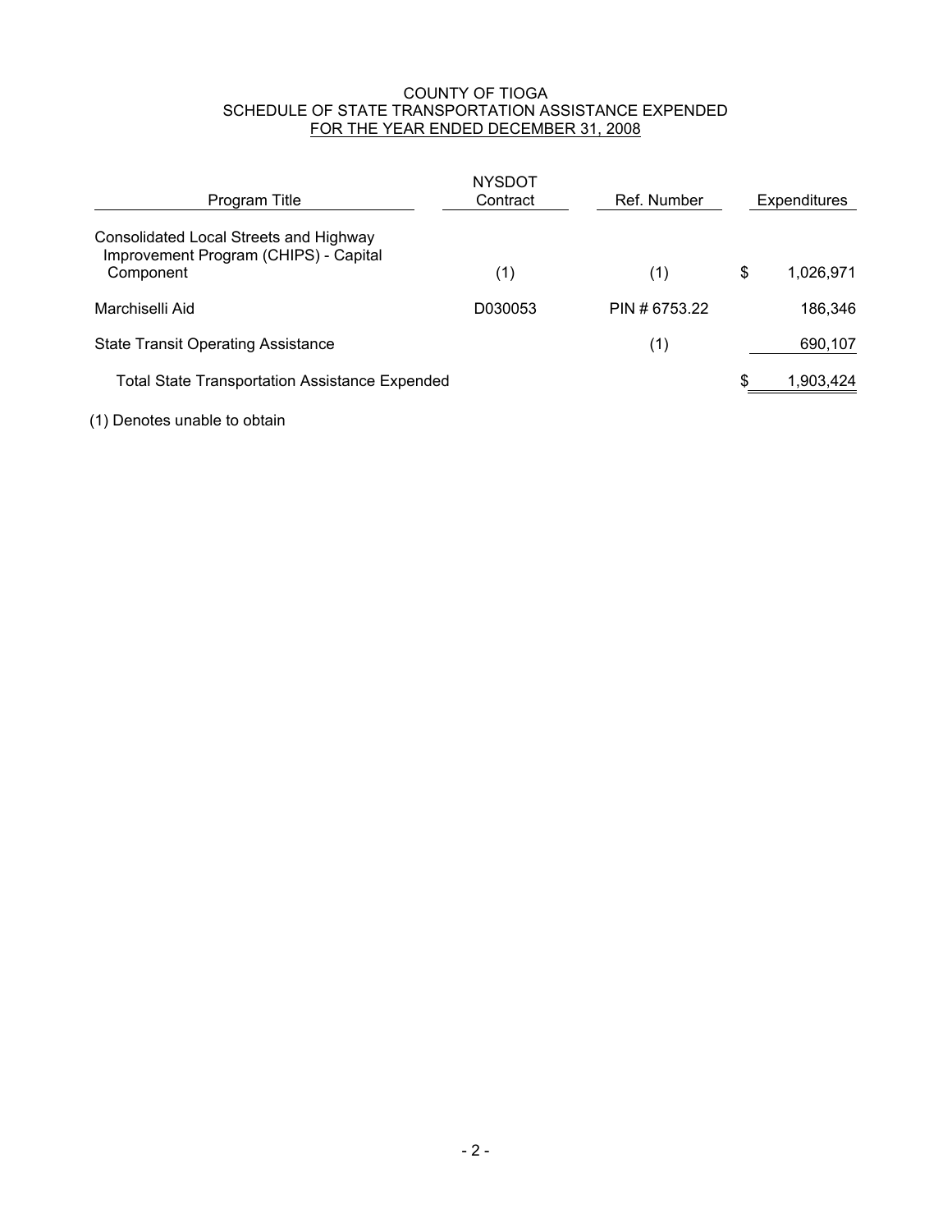# COUNTY OF TIOGA
## SCHEDULE OF STATE TRANSPORTATION ASSISTANCE EXPENDED
### FOR THE YEAR ENDED DECEMBER 31, 2008

| Program Title | NYSDOT Contract | Ref. Number | Expenditures |
|---|---|---|---|
| Consolidated Local Streets and Highway Improvement Program (CHIPS) - Capital Component | (1) | (1) | $ 1,026,971 |
| Marchiselli Aid | D030053 | PIN # 6753.22 | 186,346 |
| State Transit Operating Assistance | | (1) | 690,107 |
| Total State Transportation Assistance Expended | | | $ 1,903,424 |

(1) Denotes unable to obtain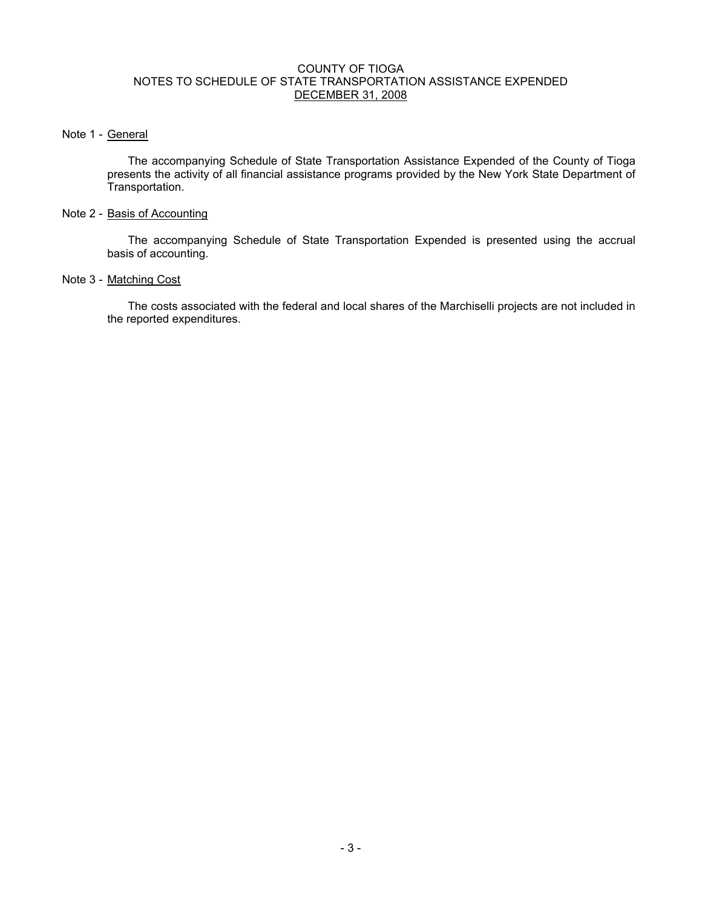# COUNTY OF TIOGA
## NOTES TO SCHEDULE OF STATE TRANSPORTATION ASSISTANCE EXPENDED
## DECEMBER 31, 2008

Note 1 - General

The accompanying Schedule of State Transportation Assistance Expended of the County of Tioga presents the activity of all financial assistance programs provided by the New York State Department of Transportation.

Note 2 - Basis of Accounting

The accompanying Schedule of State Transportation Expended is presented using the accrual basis of accounting.

Note 3 - Matching Cost

The costs associated with the federal and local shares of the Marchiselli projects are not included in the reported expenditures.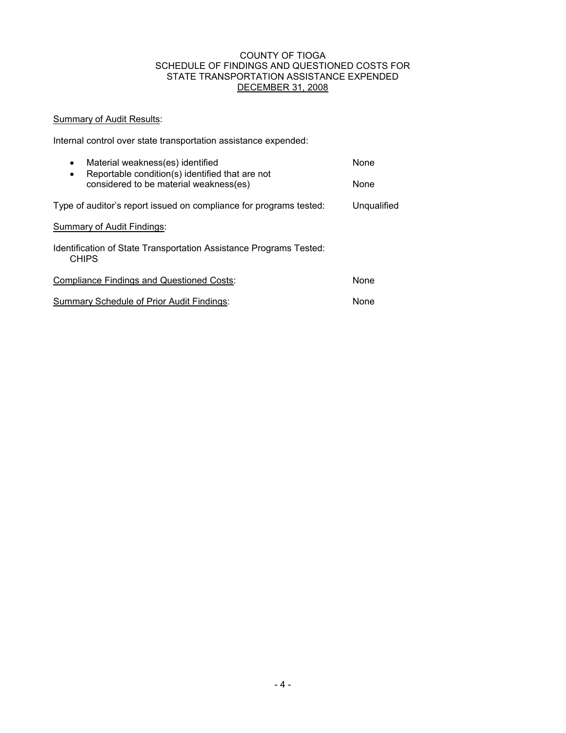# COUNTY OF TIOGA
## SCHEDULE OF FINDINGS AND QUESTIONED COSTS FOR STATE TRANSPORTATION ASSISTANCE EXPENDED
## DECEMBER 31, 2008

Summary of Audit Results:

Internal control over state transportation assistance expended:

- Material weakness(es) identified — None
- Reportable condition(s) identified that are not considered to be material weakness(es) — None

Type of auditor's report issued on compliance for programs tested: Unqualified

Summary of Audit Findings:

Identification of State Transportation Assistance Programs Tested:
CHIPS

Compliance Findings and Questioned Costs: None

Summary Schedule of Prior Audit Findings: None